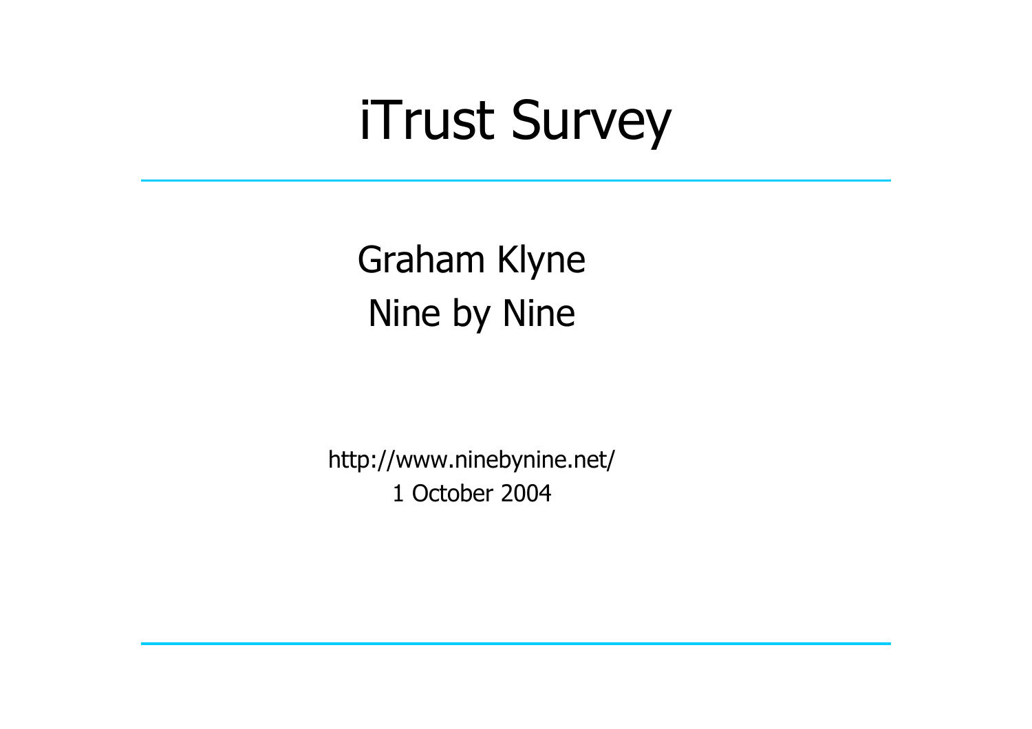# iTrust Survey

Graham Klyne

Nine by Nine

http://www.ninebynine.net/

1 October 2004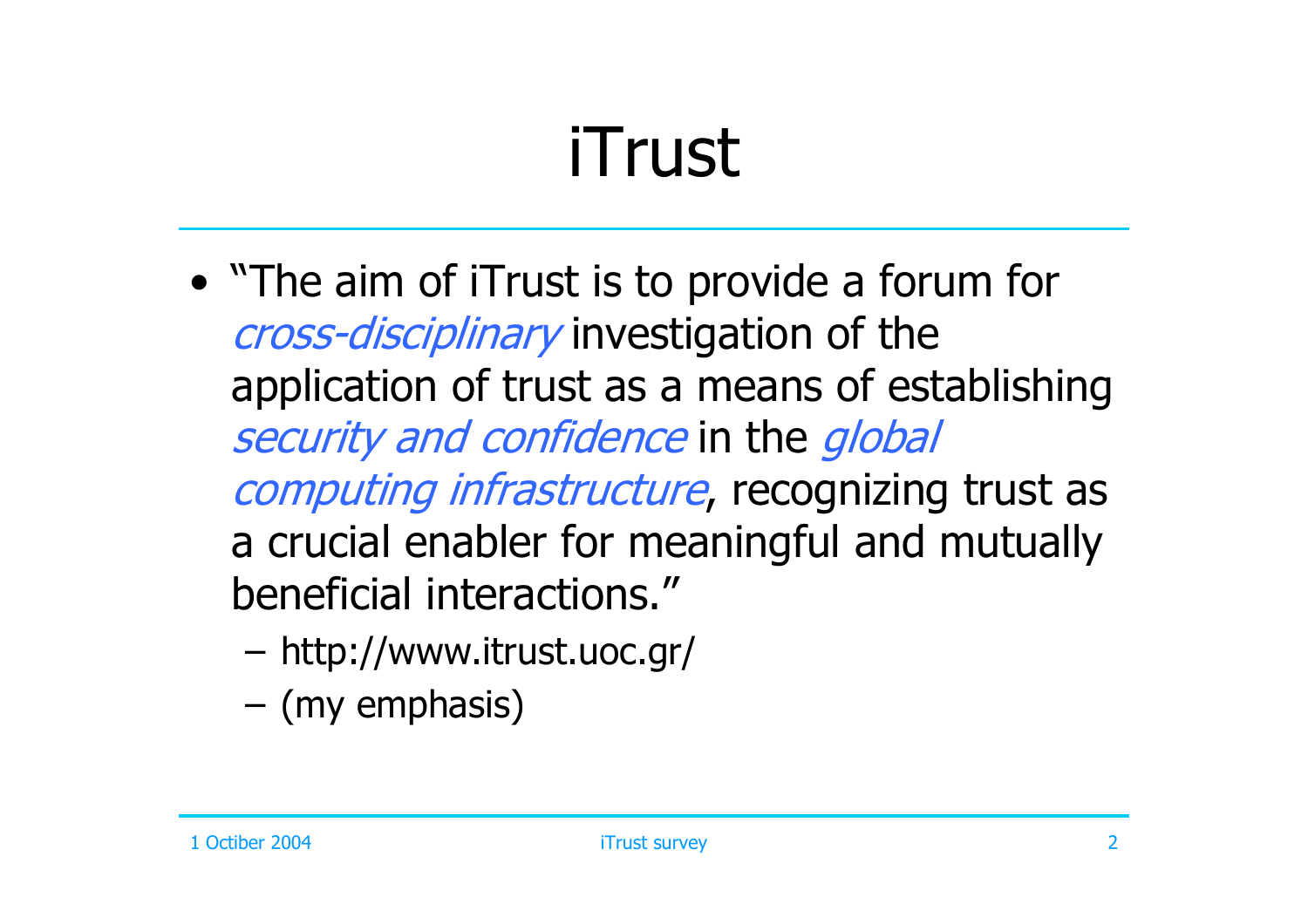# iTrust

- "The aim of iTrust is to provide a forum for *cross-disciplinary* investigation of the application of trust as a means of establishing *security and confidence* in the *global computing infrastructure*, recognizing trust as a crucial enabler for meaningful and mutually beneficial interactions."
  - http://www.itrust.uoc.gr/
  - (my emphasis)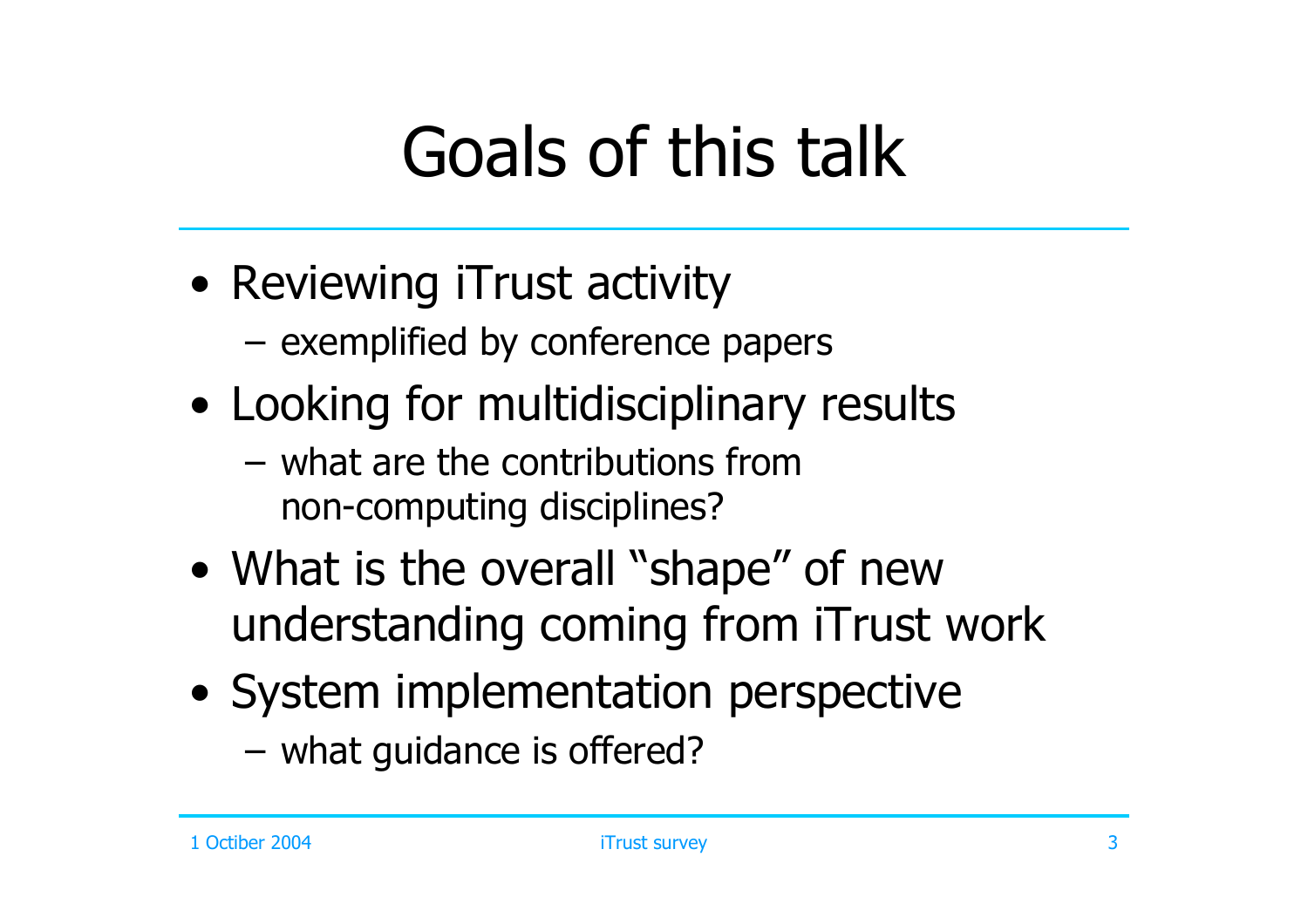# Goals of this talk

- Reviewing iTrust activity
  - exemplified by conference papers
- Looking for multidisciplinary results
  - what are the contributions from non-computing disciplines?
- What is the overall "shape" of new understanding coming from iTrust work
- System implementation perspective
  - what guidance is offered?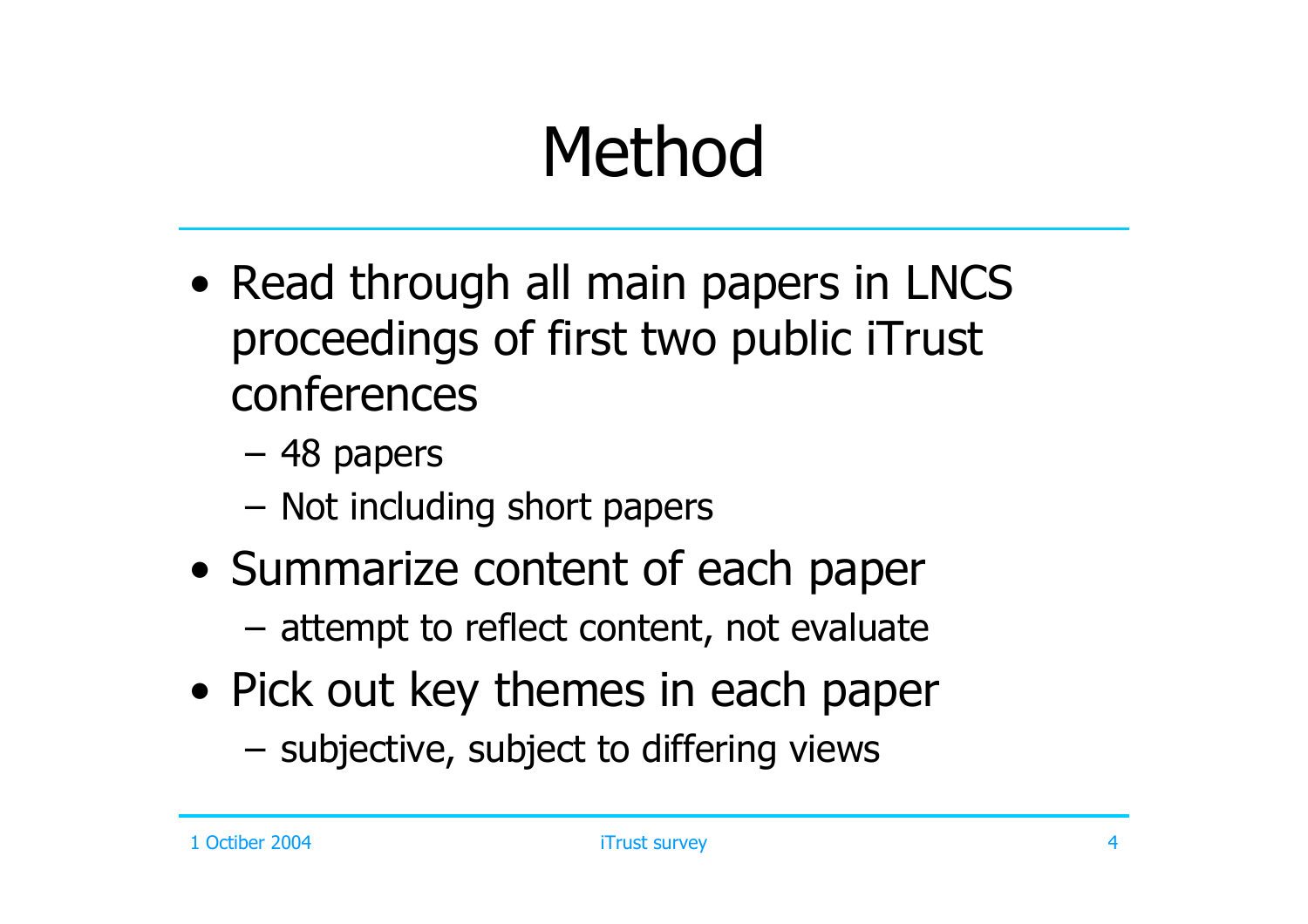# Method

- Read through all main papers in LNCS proceedings of first two public iTrust conferences
  - 48 papers
  - Not including short papers
- Summarize content of each paper
  - attempt to reflect content, not evaluate
- Pick out key themes in each paper
  - subjective, subject to differing views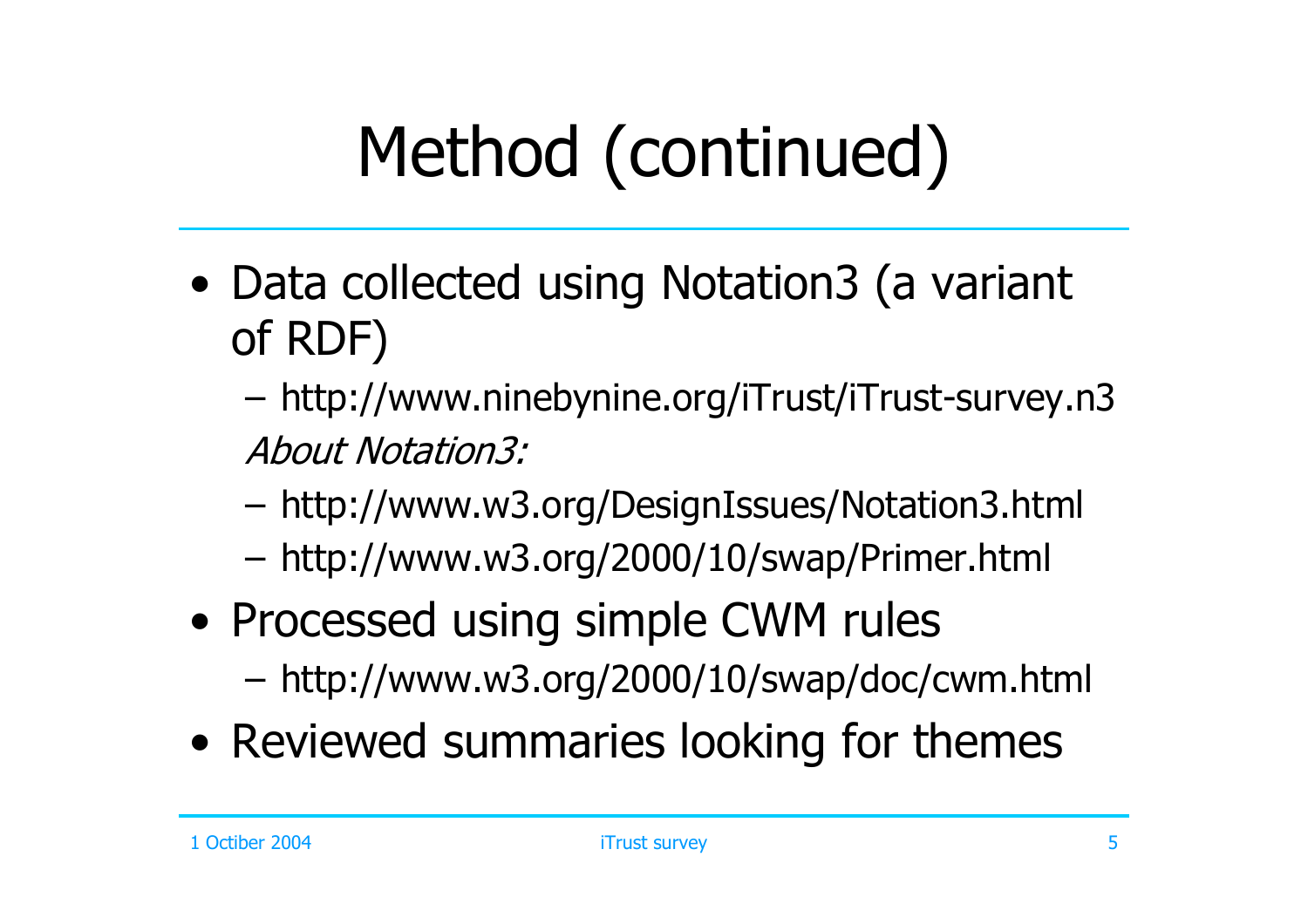# Method (continued)

- Data collected using Notation3 (a variant of RDF)
  - http://www.ninebynine.org/iTrust/iTrust-survey.n3

  *About Notation3:*
  - http://www.w3.org/DesignIssues/Notation3.html
  - http://www.w3.org/2000/10/swap/Primer.html
- Processed using simple CWM rules
  - http://www.w3.org/2000/10/swap/doc/cwm.html
- Reviewed summaries looking for themes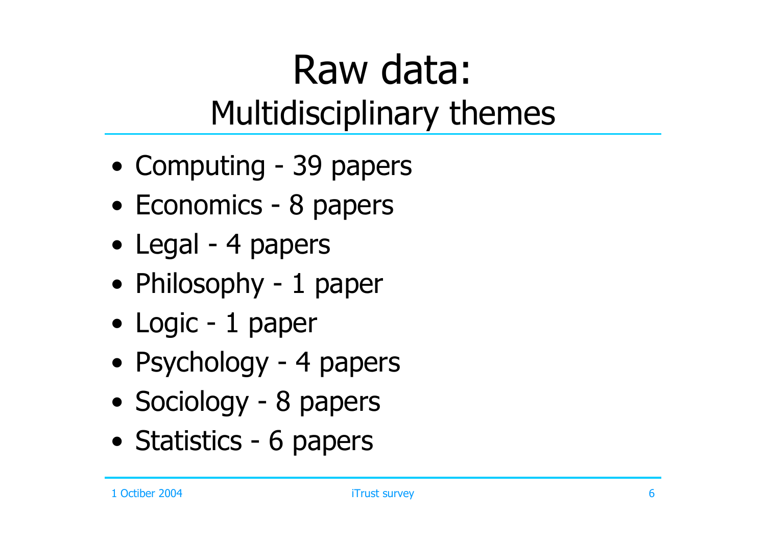# Raw data:
## Multidisciplinary themes

- Computing - 39 papers
- Economics - 8 papers
- Legal - 4 papers
- Philosophy - 1 paper
- Logic - 1 paper
- Psychology - 4 papers
- Sociology - 8 papers
- Statistics - 6 papers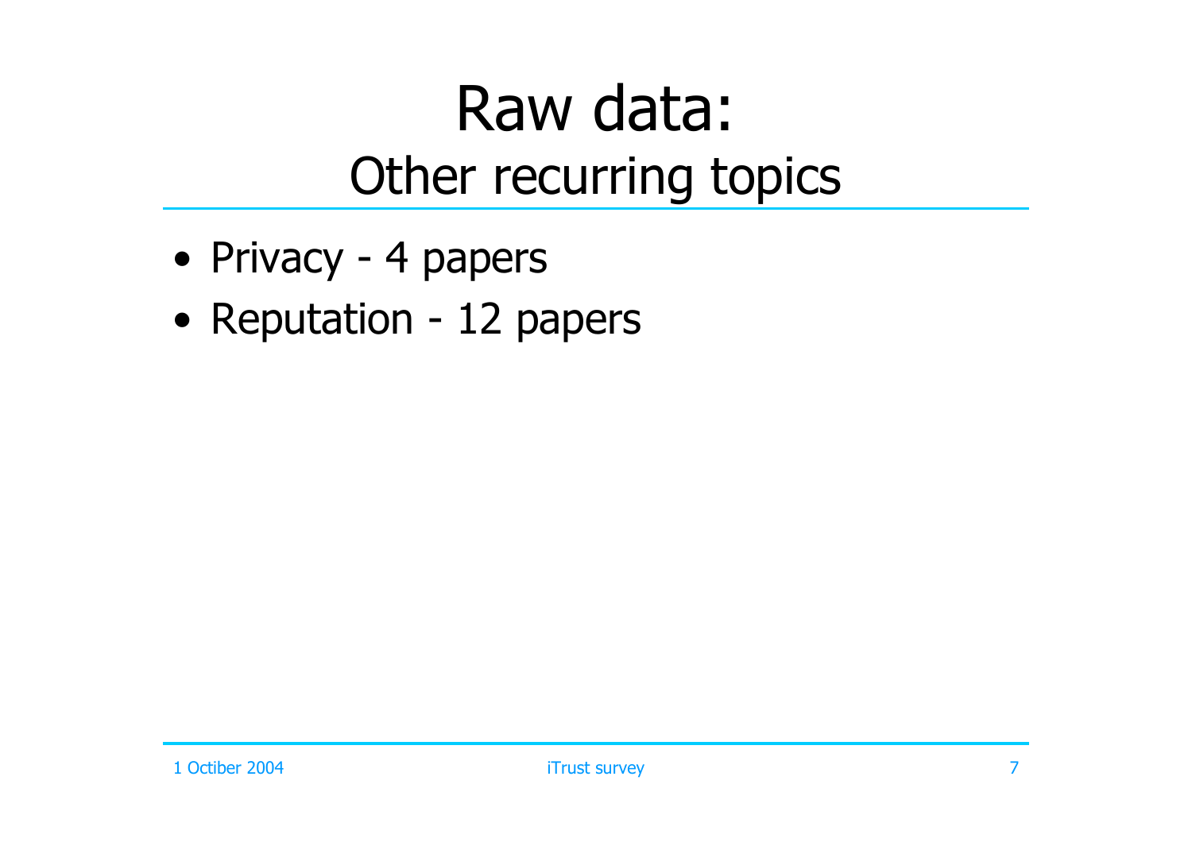# Raw data:
## Other recurring topics

- Privacy - 4 papers
- Reputation - 12 papers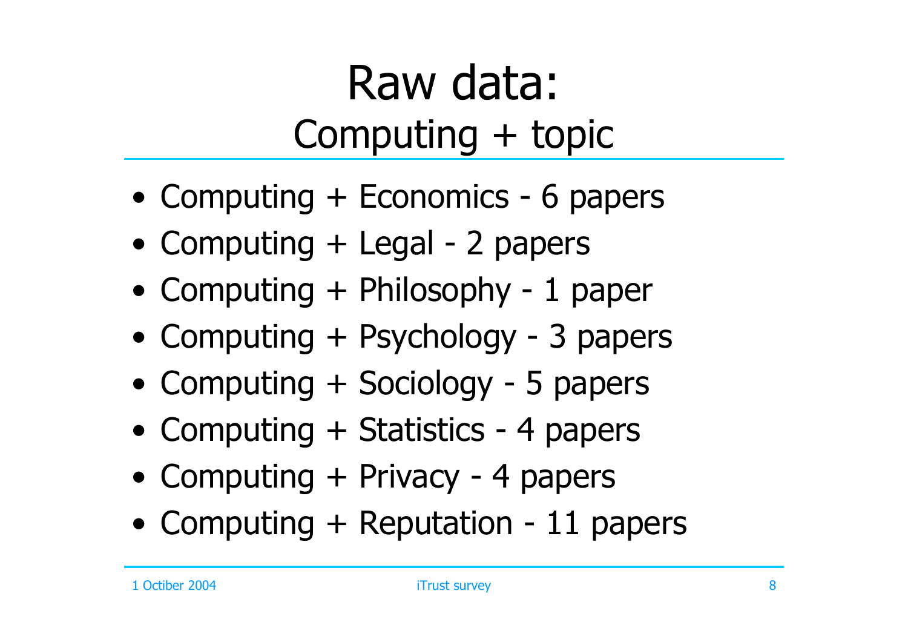# Raw data:
## Computing + topic

- Computing + Economics - 6 papers
- Computing + Legal - 2 papers
- Computing + Philosophy - 1 paper
- Computing + Psychology - 3 papers
- Computing + Sociology - 5 papers
- Computing + Statistics - 4 papers
- Computing + Privacy - 4 papers
- Computing + Reputation - 11 papers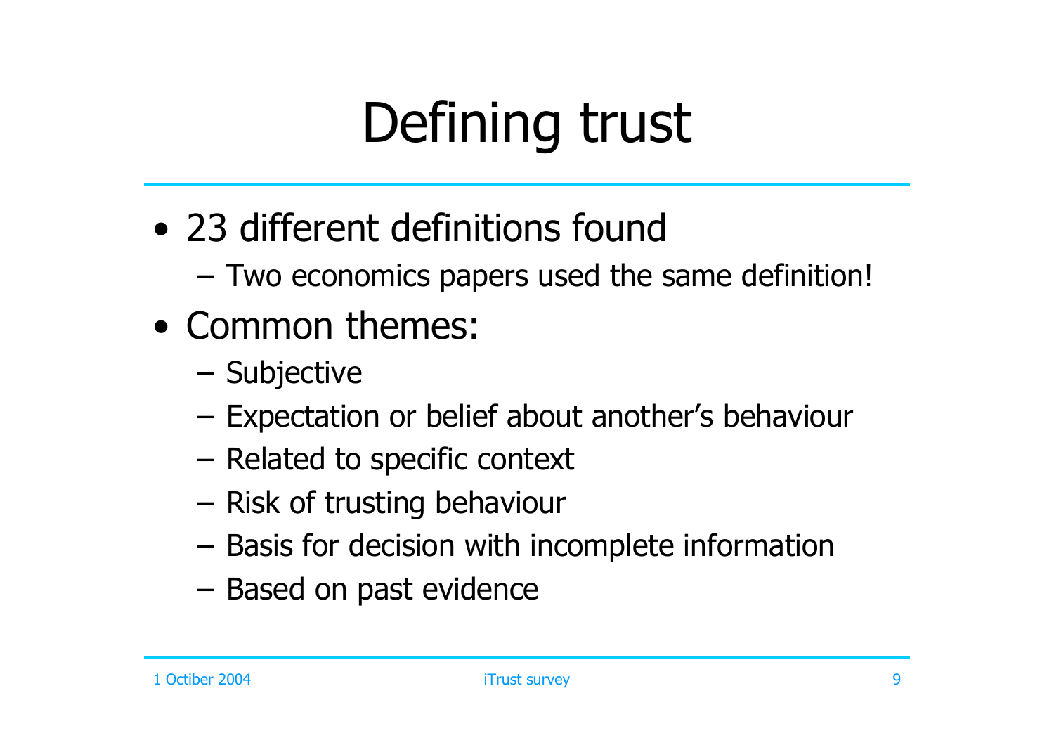# Defining trust

- 23 different definitions found
  - Two economics papers used the same definition!
- Common themes:
  - Subjective
  - Expectation or belief about another's behaviour
  - Related to specific context
  - Risk of trusting behaviour
  - Basis for decision with incomplete information
  - Based on past evidence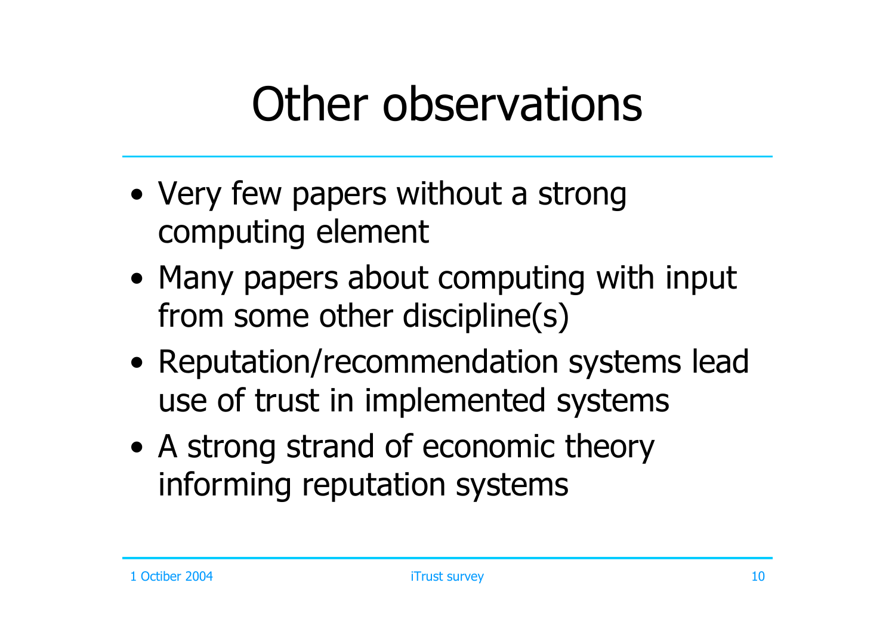# Other observations

- Very few papers without a strong computing element
- Many papers about computing with input from some other discipline(s)
- Reputation/recommendation systems lead use of trust in implemented systems
- A strong strand of economic theory informing reputation systems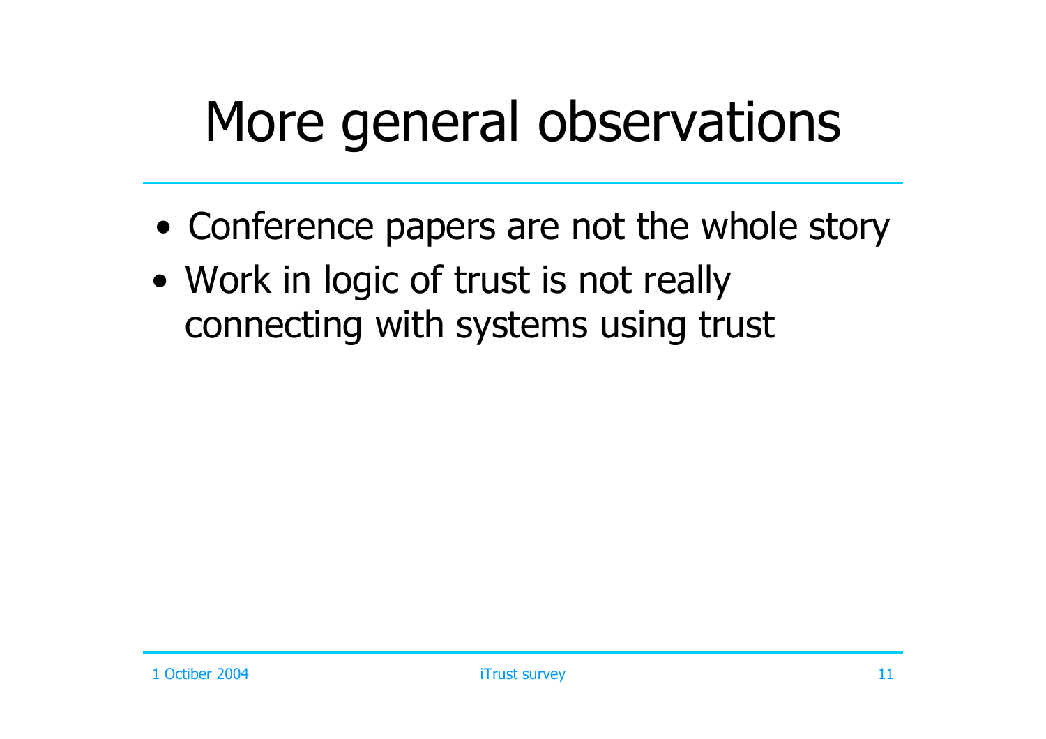# More general observations

- Conference papers are not the whole story
- Work in logic of trust is not really connecting with systems using trust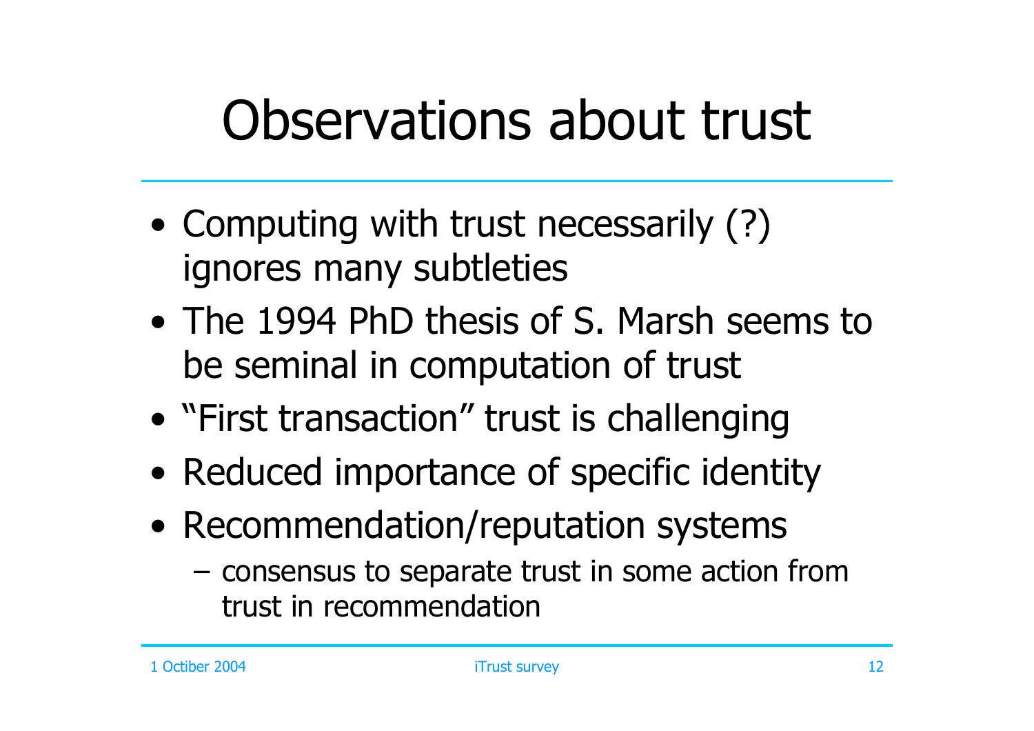# Observations about trust

- Computing with trust necessarily (?) ignores many subtleties
- The 1994 PhD thesis of S. Marsh seems to be seminal in computation of trust
- "First transaction" trust is challenging
- Reduced importance of specific identity
- Recommendation/reputation systems
  - consensus to separate trust in some action from trust in recommendation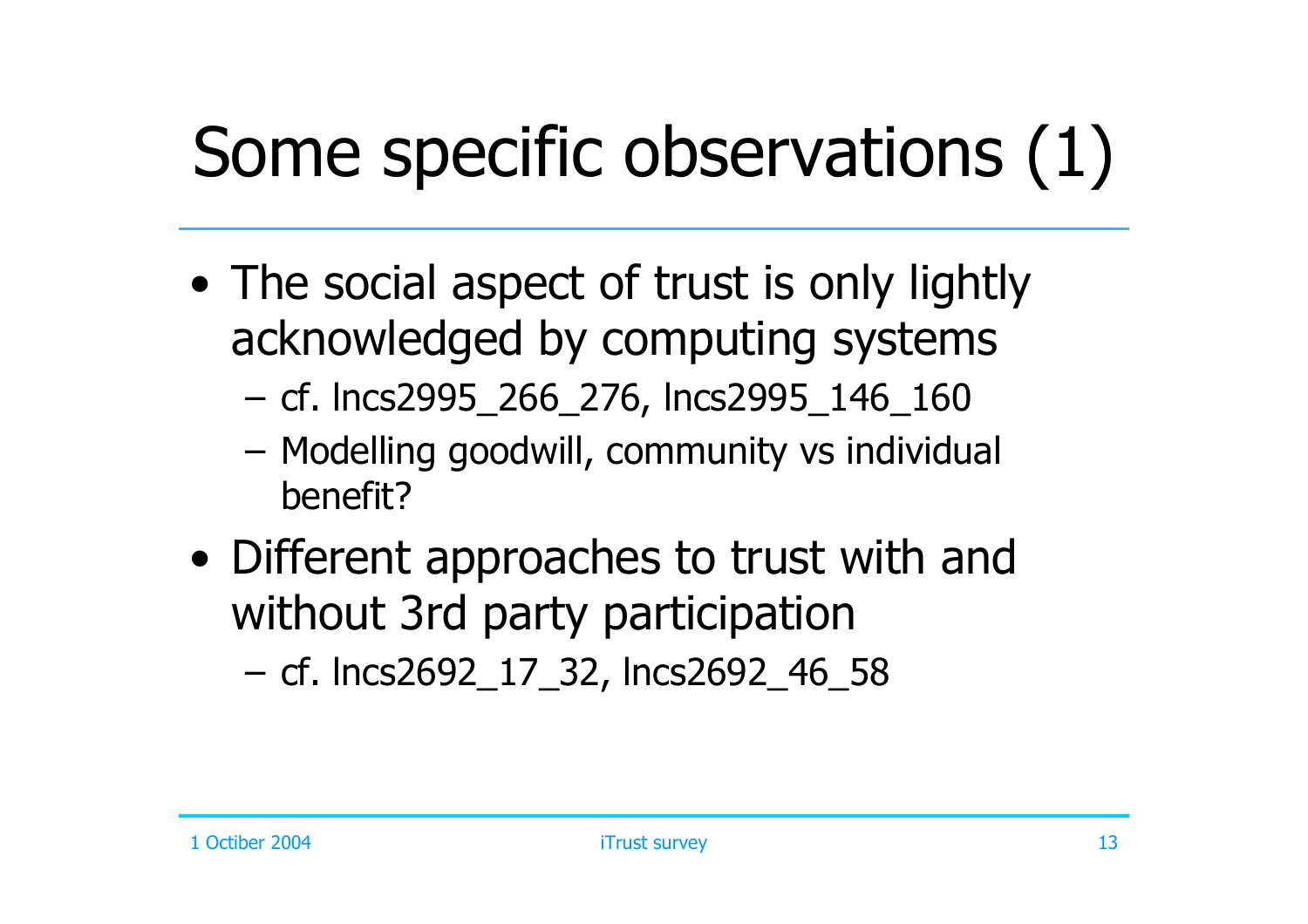# Some specific observations (1)

- The social aspect of trust is only lightly acknowledged by computing systems
  - cf. lncs2995_266_276, lncs2995_146_160
  - Modelling goodwill, community vs individual benefit?
- Different approaches to trust with and without 3rd party participation
  - cf. lncs2692_17_32, lncs2692_46_58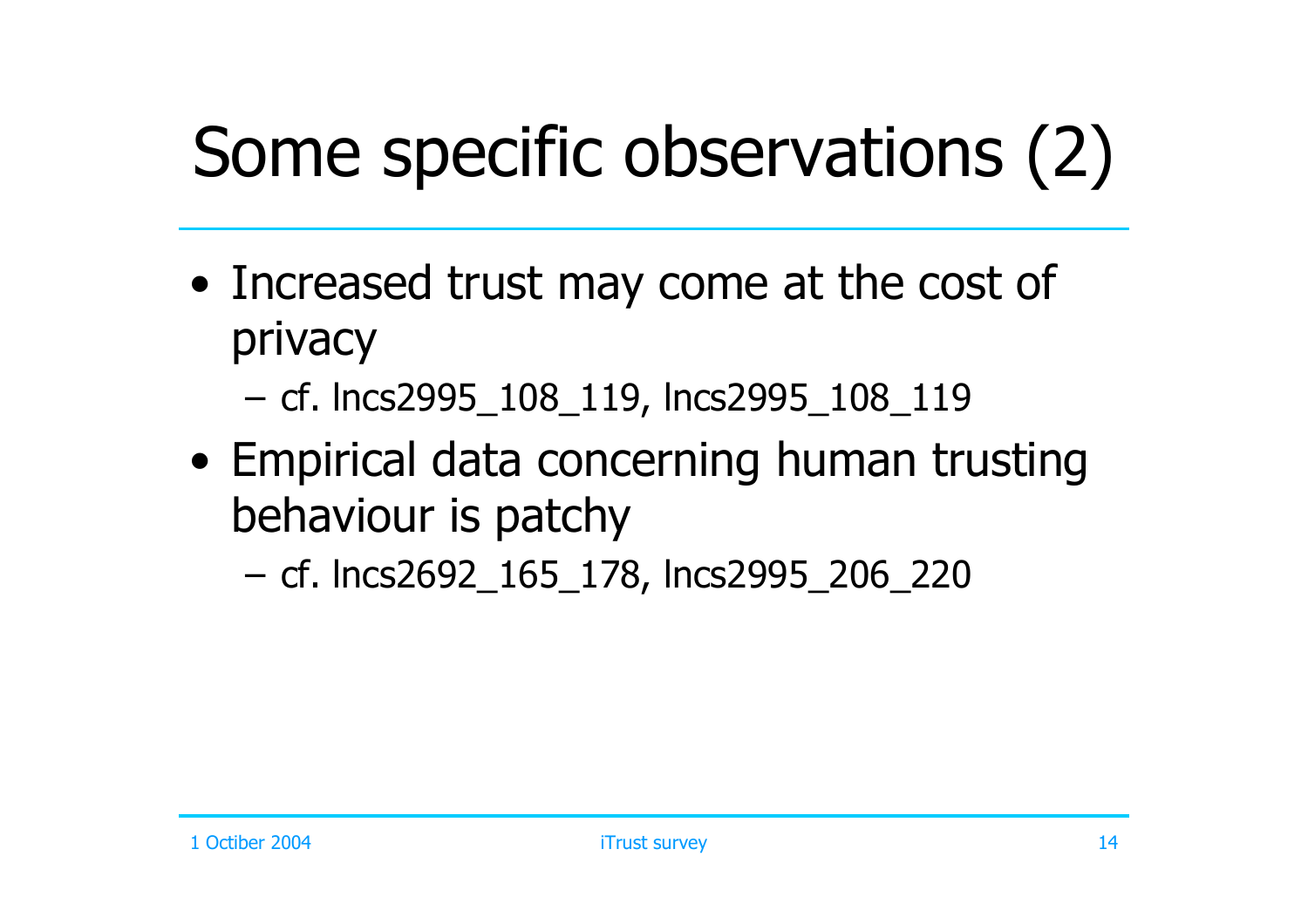# Some specific observations (2)

- Increased trust may come at the cost of privacy
  - cf. lncs2995_108_119, lncs2995_108_119
- Empirical data concerning human trusting behaviour is patchy
  - cf. lncs2692_165_178, lncs2995_206_220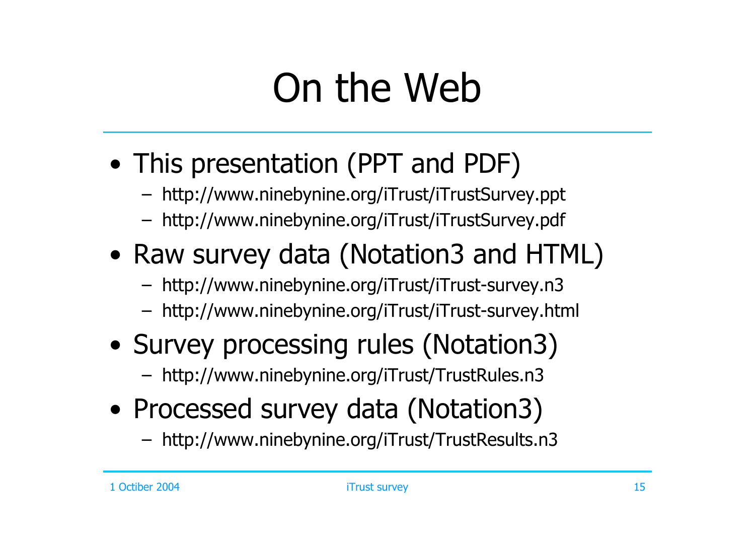# On the Web

- This presentation (PPT and PDF)
  - http://www.ninebynine.org/iTrust/iTrustSurvey.ppt
  - http://www.ninebynine.org/iTrust/iTrustSurvey.pdf
- Raw survey data (Notation3 and HTML)
  - http://www.ninebynine.org/iTrust/iTrust-survey.n3
  - http://www.ninebynine.org/iTrust/iTrust-survey.html
- Survey processing rules (Notation3)
  - http://www.ninebynine.org/iTrust/TrustRules.n3
- Processed survey data (Notation3)
  - http://www.ninebynine.org/iTrust/TrustResults.n3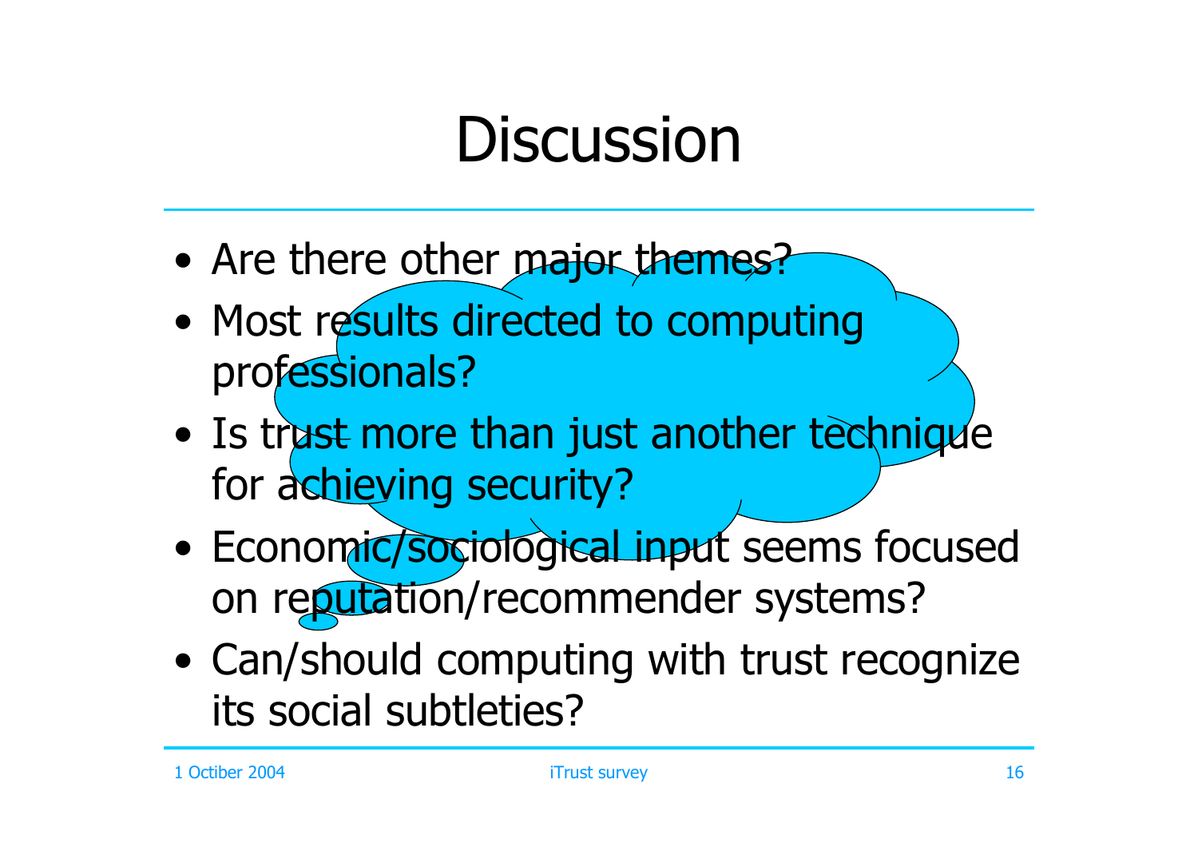# Discussion

- Are there other major themes?
- Most results directed to computing professionals?
- Is trust more than just another technique for achieving security?
- Economic/sociological input seems focused on reputation/recommender systems?
- Can/should computing with trust recognize its social subtleties?